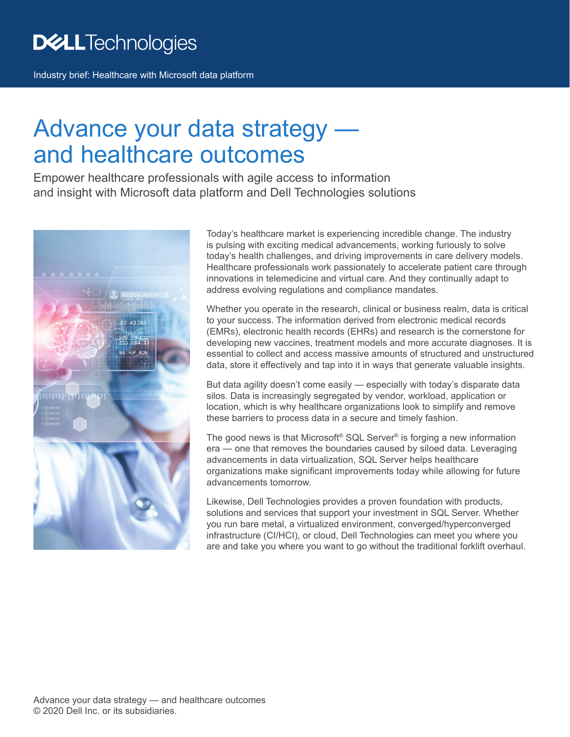Dell Technologies

Industry brief: Healthcare with Microsoft data platform

# Advance your data strategy — and healthcare outcomes

Empower healthcare professionals with agile access to information and insight with Microsoft data platform and Dell Technologies solutions

Today's healthcare market is experiencing incredible change. The industry is pulsing with exciting medical advancements, working furiously to solve today's health challenges, and driving improvements in care delivery models. Healthcare professionals work passionately to accelerate patient care through innovations in telemedicine and virtual care. And they continually adapt to address evolving regulations and compliance mandates.

Whether you operate in the research, clinical or business realm, data is critical to your success. The information derived from electronic medical records (EMRs), electronic health records (EHRs) and research is the cornerstone for developing new vaccines, treatment models and more accurate diagnoses. It is essential to collect and access massive amounts of structured and unstructured data, store it effectively and tap into it in ways that generate valuable insights.

But data agility doesn't come easily — especially with today's disparate data silos. Data is increasingly segregated by vendor, workload, application or location, which is why healthcare organizations look to simplify and remove these barriers to process data in a secure and timely fashion.

The good news is that Microsoft® SQL Server® is forging a new information era — one that removes the boundaries caused by siloed data. Leveraging advancements in data virtualization, SQL Server helps healthcare organizations make significant improvements today while allowing for future advancements tomorrow.

Likewise, Dell Technologies provides a proven foundation with products, solutions and services that support your investment in SQL Server. Whether you run bare metal, a virtualized environment, converged/hyperconverged infrastructure (CI/HCI), or cloud, Dell Technologies can meet you where you are and take you where you want to go without the traditional forklift overhaul.

© 2020 Dell Inc. or its subsidiaries.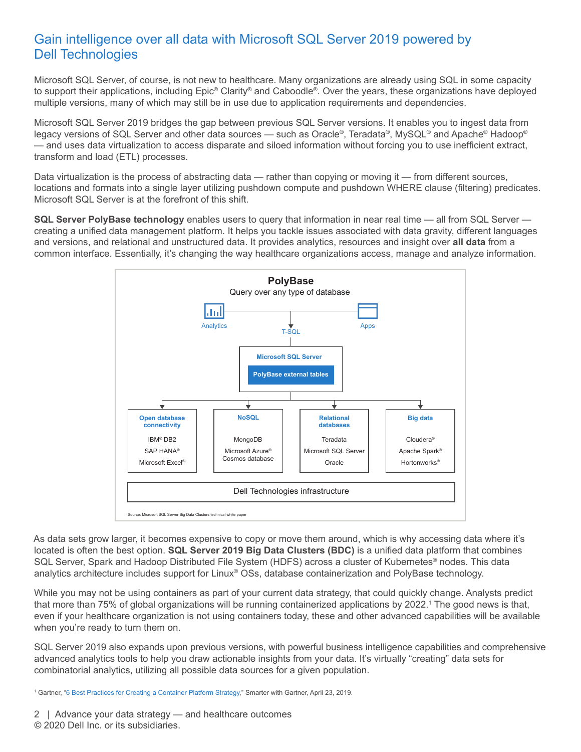## Gain intelligence over all data with Microsoft SQL Server 2019 powered by Dell Technologies

Microsoft SQL Server, of course, is not new to healthcare. Many organizations are already using SQL in some capacity to support their applications, including Epic® Clarity® and Caboodle®. Over the years, these organizations have deployed multiple versions, many of which may still be in use due to application requirements and dependencies.

Microsoft SQL Server 2019 bridges the gap between previous SQL Server versions. It enables you to ingest data from legacy versions of SQL Server and other data sources — such as Oracle®, Teradata®, MySQL® and Apache® Hadoop® — and uses data virtualization to access disparate and siloed information without forcing you to use inefficient extract, transform and load (ETL) processes.

Data virtualization is the process of abstracting data — rather than copying or moving it — from different sources, locations and formats into a single layer utilizing pushdown compute and pushdown WHERE clause (filtering) predicates. Microsoft SQL Server is at the forefront of this shift.

**SQL Server PolyBase technology** enables users to query that information in near real time — all from SQL Server — creating a unified data management platform. It helps you tackle issues associated with data gravity, different languages and versions, and relational and unstructured data. It provides analytics, resources and insight over **all data** from a common interface. Essentially, it's changing the way healthcare organizations access, manage and analyze information.

**PolyBase**

Query over any type of database

Analytics — T-SQL — Apps

**Microsoft SQL Server**

**PolyBase external tables**

| Open database connectivity | NoSQL | Relational databases | Big data |
| --- | --- | --- | --- |
| IBM® DB2 | MongoDB | Teradata | Cloudera® |
| SAP HANA® | Microsoft Azure® Cosmos database | Microsoft SQL Server | Apache Spark® |
| Microsoft Excel® | | Oracle | Hortonworks® |

Dell Technologies infrastructure

Source: Microsoft SQL Server Big Data Clusters technical white paper

As data sets grow larger, it becomes expensive to copy or move them around, which is why accessing data where it's located is often the best option. **SQL Server 2019 Big Data Clusters (BDC)** is a unified data platform that combines SQL Server, Spark and Hadoop Distributed File System (HDFS) across a cluster of Kubernetes® nodes. This data analytics architecture includes support for Linux® OSs, database containerization and PolyBase technology.

While you may not be using containers as part of your current data strategy, that could quickly change. Analysts predict that more than 75% of global organizations will be running containerized applications by 2022.[1] The good news is that, even if your healthcare organization is not using containers today, these and other advanced capabilities will be available when you're ready to turn them on.

SQL Server 2019 also expands upon previous versions, with powerful business intelligence capabilities and comprehensive advanced analytics tools to help you draw actionable insights from your data. It's virtually "creating" data sets for combinatorial analytics, utilizing all possible data sources for a given population.

[1] Gartner, "6 Best Practices for Creating a Container Platform Strategy," Smarter with Gartner, April 23, 2019.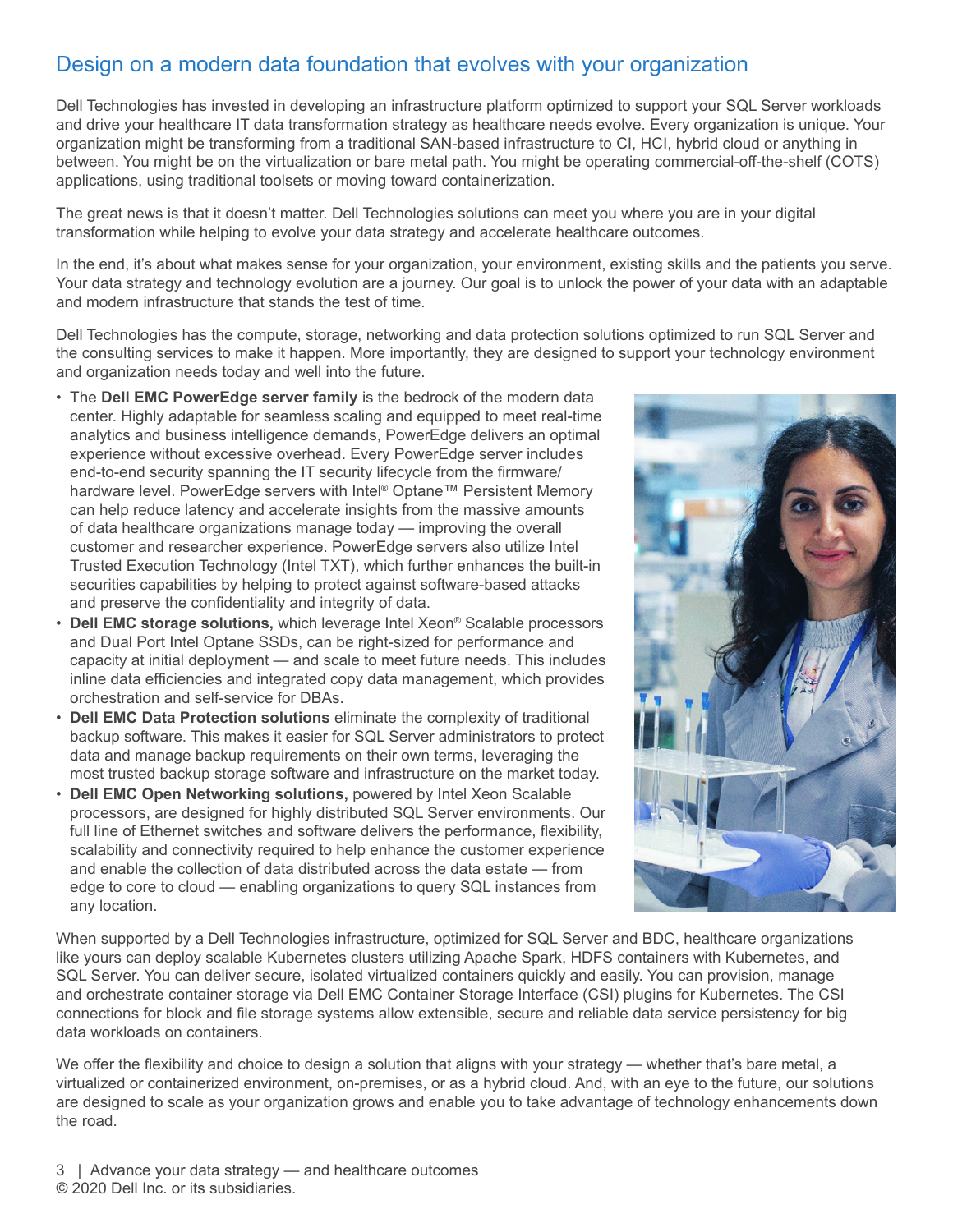## Design on a modern data foundation that evolves with your organization

Dell Technologies has invested in developing an infrastructure platform optimized to support your SQL Server workloads and drive your healthcare IT data transformation strategy as healthcare needs evolve. Every organization is unique. Your organization might be transforming from a traditional SAN-based infrastructure to CI, HCI, hybrid cloud or anything in between. You might be on the virtualization or bare metal path. You might be operating commercial-off-the-shelf (COTS) applications, using traditional toolsets or moving toward containerization.

The great news is that it doesn't matter. Dell Technologies solutions can meet you where you are in your digital transformation while helping to evolve your data strategy and accelerate healthcare outcomes.

In the end, it's about what makes sense for your organization, your environment, existing skills and the patients you serve. Your data strategy and technology evolution are a journey. Our goal is to unlock the power of your data with an adaptable and modern infrastructure that stands the test of time.

Dell Technologies has the compute, storage, networking and data protection solutions optimized to run SQL Server and the consulting services to make it happen. More importantly, they are designed to support your technology environment and organization needs today and well into the future.

- The **Dell EMC PowerEdge server family** is the bedrock of the modern data center. Highly adaptable for seamless scaling and equipped to meet real-time analytics and business intelligence demands, PowerEdge delivers an optimal experience without excessive overhead. Every PowerEdge server includes end-to-end security spanning the IT security lifecycle from the firmware/hardware level. PowerEdge servers with Intel® Optane™ Persistent Memory can help reduce latency and accelerate insights from the massive amounts of data healthcare organizations manage today — improving the overall customer and researcher experience. PowerEdge servers also utilize Intel Trusted Execution Technology (Intel TXT), which further enhances the built-in securities capabilities by helping to protect against software-based attacks and preserve the confidentiality and integrity of data.
- **Dell EMC storage solutions,** which leverage Intel Xeon® Scalable processors and Dual Port Intel Optane SSDs, can be right-sized for performance and capacity at initial deployment — and scale to meet future needs. This includes inline data efficiencies and integrated copy data management, which provides orchestration and self-service for DBAs.
- **Dell EMC Data Protection solutions** eliminate the complexity of traditional backup software. This makes it easier for SQL Server administrators to protect data and manage backup requirements on their own terms, leveraging the most trusted backup storage software and infrastructure on the market today.
- **Dell EMC Open Networking solutions,** powered by Intel Xeon Scalable processors, are designed for highly distributed SQL Server environments. Our full line of Ethernet switches and software delivers the performance, flexibility, scalability and connectivity required to help enhance the customer experience and enable the collection of data distributed across the data estate — from edge to core to cloud — enabling organizations to query SQL instances from any location.

When supported by a Dell Technologies infrastructure, optimized for SQL Server and BDC, healthcare organizations like yours can deploy scalable Kubernetes clusters utilizing Apache Spark, HDFS containers with Kubernetes, and SQL Server. You can deliver secure, isolated virtualized containers quickly and easily. You can provision, manage and orchestrate container storage via Dell EMC Container Storage Interface (CSI) plugins for Kubernetes. The CSI connections for block and file storage systems allow extensible, secure and reliable data service persistency for big data workloads on containers.

We offer the flexibility and choice to design a solution that aligns with your strategy — whether that's bare metal, a virtualized or containerized environment, on-premises, or as a hybrid cloud. And, with an eye to the future, our solutions are designed to scale as your organization grows and enable you to take advantage of technology enhancements down the road.

© 2020 Dell Inc. or its subsidiaries.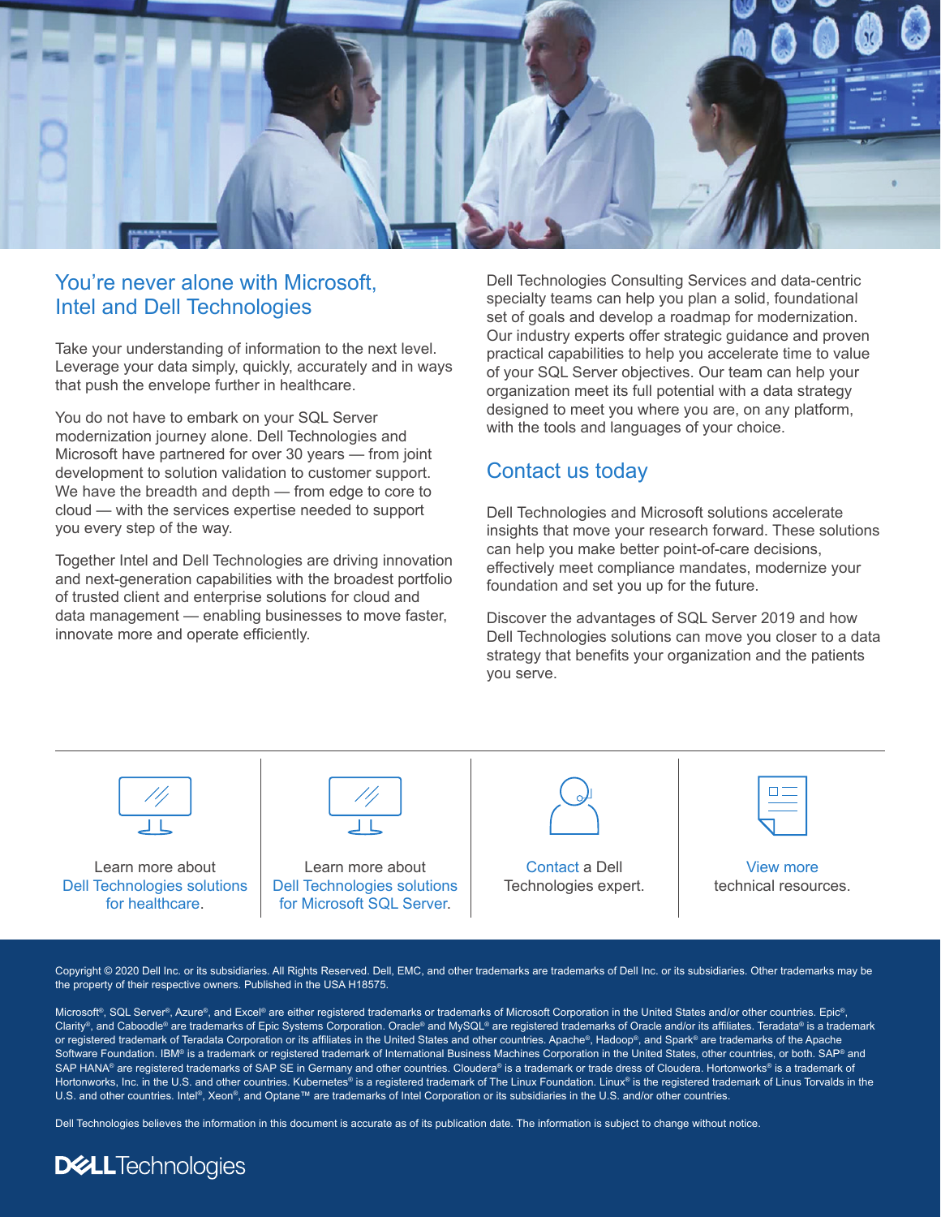## You're never alone with Microsoft, Intel and Dell Technologies

Take your understanding of information to the next level. Leverage your data simply, quickly, accurately and in ways that push the envelope further in healthcare.

You do not have to embark on your SQL Server modernization journey alone. Dell Technologies and Microsoft have partnered for over 30 years — from joint development to solution validation to customer support. We have the breadth and depth — from edge to core to cloud — with the services expertise needed to support you every step of the way.

Together Intel and Dell Technologies are driving innovation and next-generation capabilities with the broadest portfolio of trusted client and enterprise solutions for cloud and data management — enabling businesses to move faster, innovate more and operate efficiently.

Dell Technologies Consulting Services and data-centric specialty teams can help you plan a solid, foundational set of goals and develop a roadmap for modernization. Our industry experts offer strategic guidance and proven practical capabilities to help you accelerate time to value of your SQL Server objectives. Our team can help your organization meet its full potential with a data strategy designed to meet you where you are, on any platform, with the tools and languages of your choice.

## Contact us today

Dell Technologies and Microsoft solutions accelerate insights that move your research forward. These solutions can help you make better point-of-care decisions, effectively meet compliance mandates, modernize your foundation and set you up for the future.

Discover the advantages of SQL Server 2019 and how Dell Technologies solutions can move you closer to a data strategy that benefits your organization and the patients you serve.

Learn more about Dell Technologies solutions for healthcare.

Learn more about Dell Technologies solutions for Microsoft SQL Server.

Contact a Dell Technologies expert.

View more technical resources.

Copyright © 2020 Dell Inc. or its subsidiaries. All Rights Reserved. Dell, EMC, and other trademarks are trademarks of Dell Inc. or its subsidiaries. Other trademarks may be the property of their respective owners. Published in the USA H18575.

Microsoft®, SQL Server®, Azure®, and Excel® are either registered trademarks or trademarks of Microsoft Corporation in the United States and/or other countries. Epic®, Clarity®, and Caboodle® are trademarks of Epic Systems Corporation. Oracle® and MySQL® are registered trademarks of Oracle and/or its affiliates. Teradata® is a trademark or registered trademark of Teradata Corporation or its affiliates in the United States and other countries. Apache®, Hadoop®, and Spark® are trademarks of the Apache Software Foundation. IBM® is a trademark or registered trademark of International Business Machines Corporation in the United States, other countries, or both. SAP® and SAP HANA® are registered trademarks of SAP SE in Germany and other countries. Cloudera® is a trademark or trade dress of Cloudera. Hortonworks® is a trademark of Hortonworks, Inc. in the U.S. and other countries. Kubernetes® is a registered trademark of The Linux Foundation. Linux® is the registered trademark of Linus Torvalds in the U.S. and other countries. Intel®, Xeon®, and Optane™ are trademarks of Intel Corporation or its subsidiaries in the U.S. and/or other countries.

Dell Technologies believes the information in this document is accurate as of its publication date. The information is subject to change without notice.

DELL Technologies